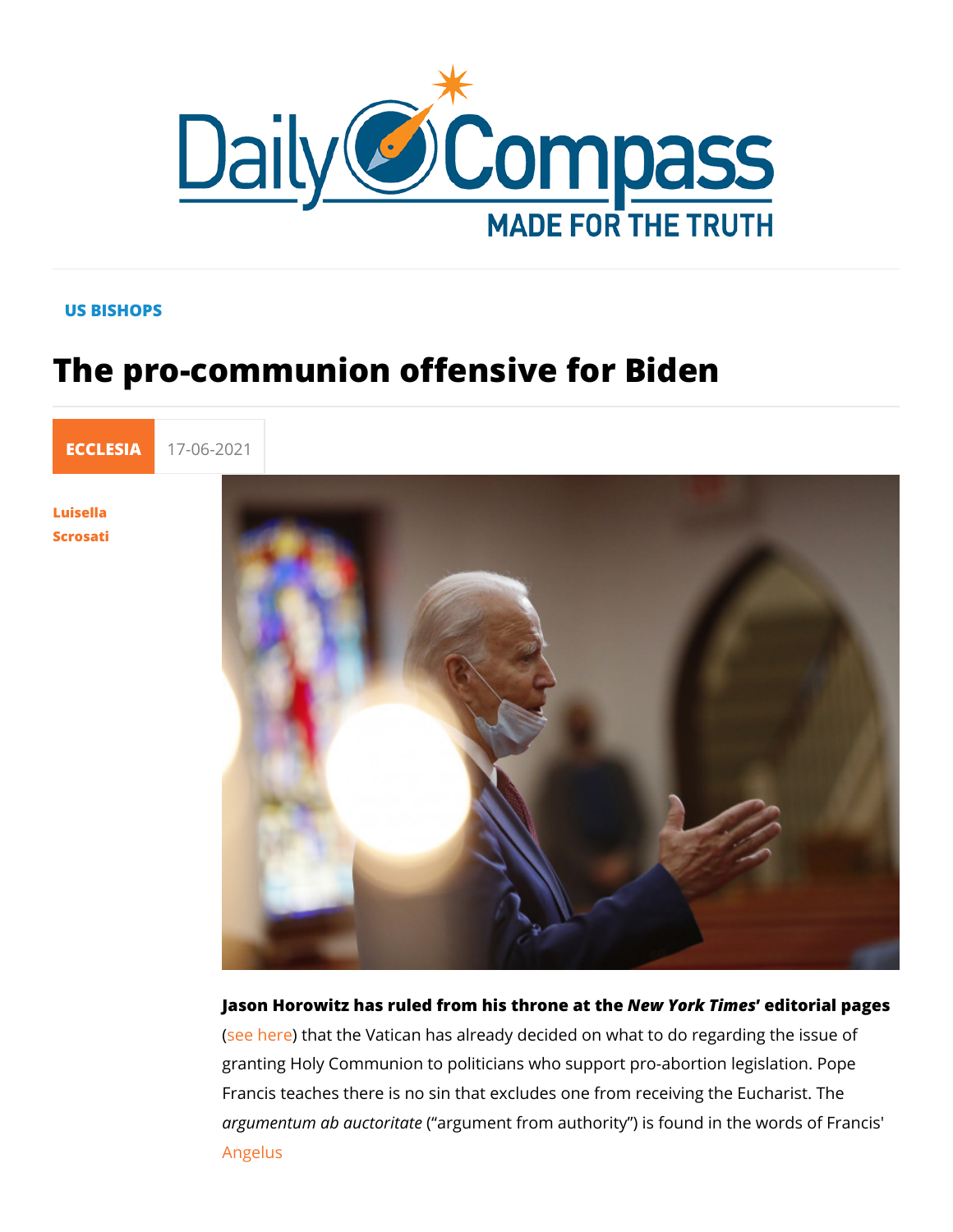US BISHOPS

# The pro-communion offensive for Biden

ECCLESIA 17-06-2021

Luisella Scrosati

**Jason Horowitz has ruled from his throne at the *New York Times'* editorial pages** (see here) that the Vatican has already decided on what to do regarding the issue of granting Holy Communion to politicians who support pro-abortion legislation. Pope Francis teaches there is no sin that excludes one from receiving the Eucharist. The *argumentum ab auctoritate* ("argument from authority") is found in the words of Francis' Angelus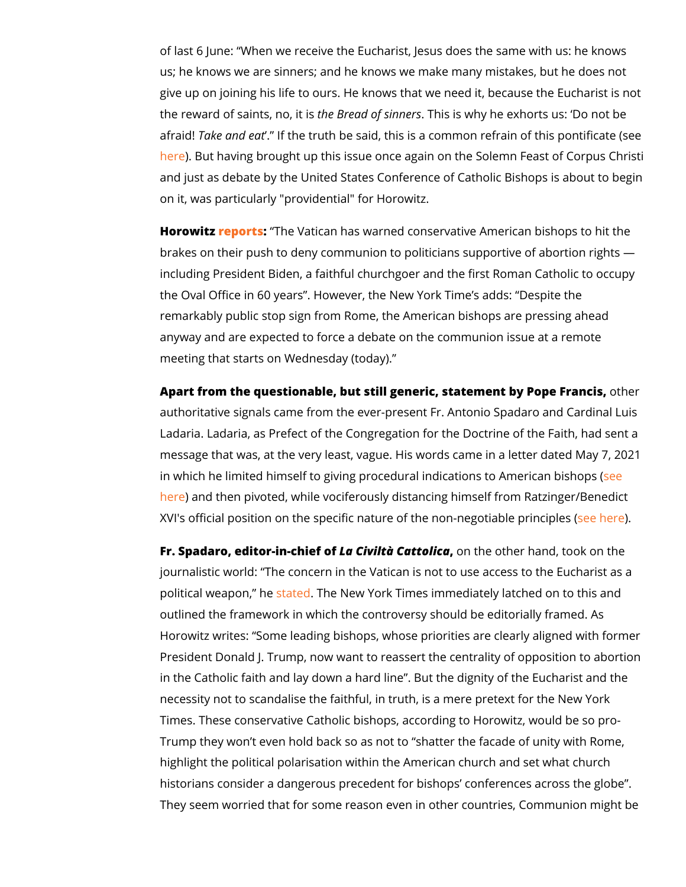of last 6 June: "When we receive the Eucharist, Jesus does the same with us: he knows us; he knows we are sinners; and he knows we make many mistakes, but he does not give up on joining his life to ours. He knows that we need it, because the Eucharist is not the reward of saints, no, it is *the Bread of sinners*. This is why he exhorts us: 'Do not be afraid! *Take and eat*'." If the truth be said, this is a common refrain of this pontificate (see here). But having brought up this issue once again on the Solemn Feast of Corpus Christi and just as debate by the United States Conference of Catholic Bishops is about to begin on it, was particularly "providential" for Horowitz.

**Horowitz reports:** "The Vatican has warned conservative American bishops to hit the brakes on their push to deny communion to politicians supportive of abortion rights — including President Biden, a faithful churchgoer and the first Roman Catholic to occupy the Oval Office in 60 years". However, the New York Time's adds: "Despite the remarkably public stop sign from Rome, the American bishops are pressing ahead anyway and are expected to force a debate on the communion issue at a remote meeting that starts on Wednesday (today)."

**Apart from the questionable, but still generic, statement by Pope Francis,** other authoritative signals came from the ever-present Fr. Antonio Spadaro and Cardinal Luis Ladaria. Ladaria, as Prefect of the Congregation for the Doctrine of the Faith, had sent a message that was, at the very least, vague. His words came in a letter dated May 7, 2021 in which he limited himself to giving procedural indications to American bishops (see here) and then pivoted, while vociferously distancing himself from Ratzinger/Benedict XVI's official position on the specific nature of the non-negotiable principles (see here).

**Fr. Spadaro, editor-in-chief of *La Civiltà Cattolica*,** on the other hand, took on the journalistic world: "The concern in the Vatican is not to use access to the Eucharist as a political weapon," he stated. The New York Times immediately latched on to this and outlined the framework in which the controversy should be editorially framed. As Horowitz writes: "Some leading bishops, whose priorities are clearly aligned with former President Donald J. Trump, now want to reassert the centrality of opposition to abortion in the Catholic faith and lay down a hard line". But the dignity of the Eucharist and the necessity not to scandalise the faithful, in truth, is a mere pretext for the New York Times. These conservative Catholic bishops, according to Horowitz, would be so pro-Trump they won't even hold back so as not to "shatter the facade of unity with Rome, highlight the political polarisation within the American church and set what church historians consider a dangerous precedent for bishops' conferences across the globe". They seem worried that for some reason even in other countries, Communion might be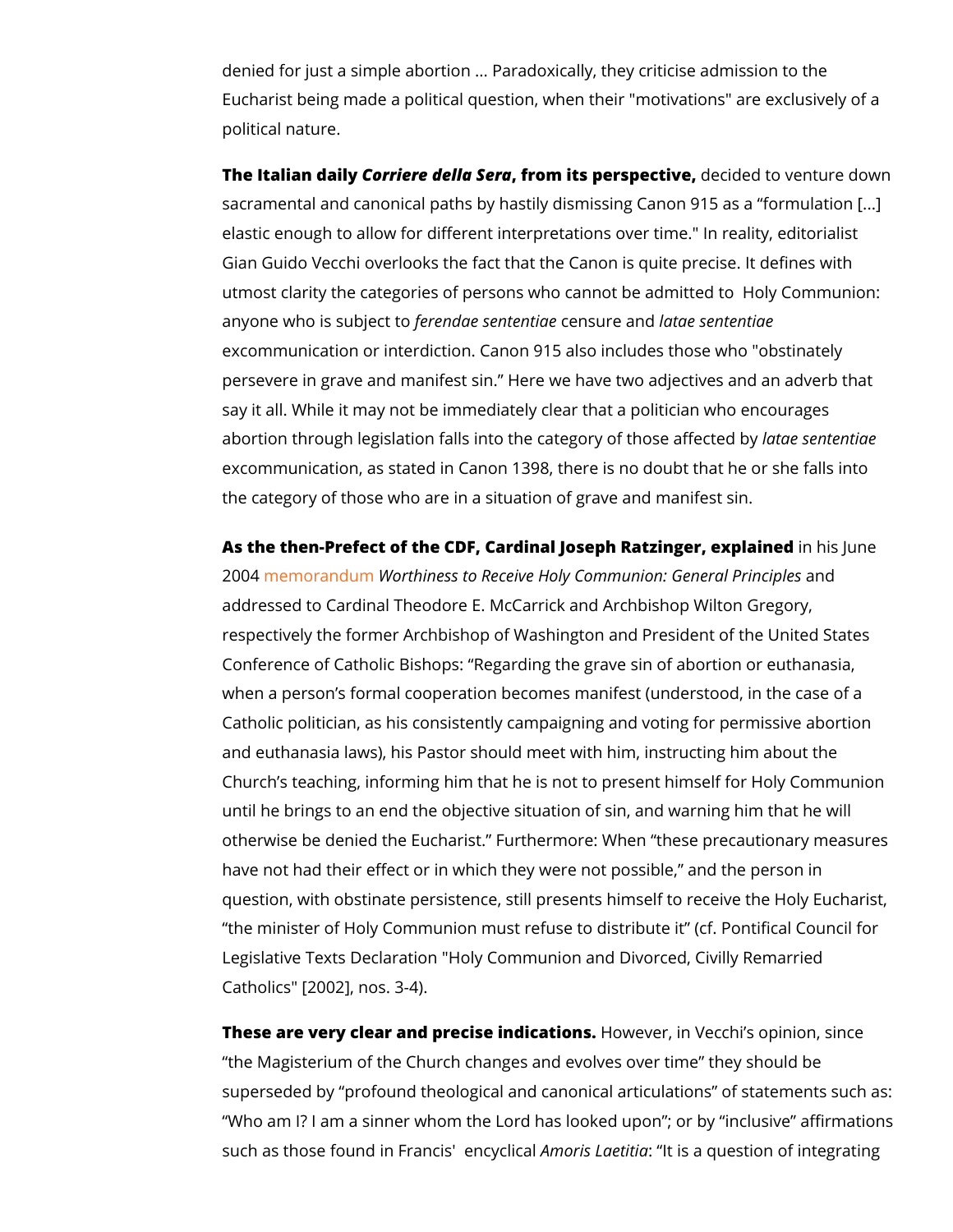denied for just a simple abortion ... Paradoxically, they criticise admission to the Eucharist being made a political question, when their "motivations" are exclusively of a political nature.

**The Italian daily *Corriere della Sera*, from its perspective,** decided to venture down sacramental and canonical paths by hastily dismissing Canon 915 as a "formulation [...] elastic enough to allow for different interpretations over time." In reality, editorialist Gian Guido Vecchi overlooks the fact that the Canon is quite precise. It defines with utmost clarity the categories of persons who cannot be admitted to Holy Communion: anyone who is subject to *ferendae sententiae* censure and *latae sententiae* excommunication or interdiction. Canon 915 also includes those who "obstinately persevere in grave and manifest sin." Here we have two adjectives and an adverb that say it all. While it may not be immediately clear that a politician who encourages abortion through legislation falls into the category of those affected by *latae sententiae* excommunication, as stated in Canon 1398, there is no doubt that he or she falls into the category of those who are in a situation of grave and manifest sin.

**As the then-Prefect of the CDF, Cardinal Joseph Ratzinger, explained** in his June 2004 memorandum *Worthiness to Receive Holy Communion: General Principles* and addressed to Cardinal Theodore E. McCarrick and Archbishop Wilton Gregory, respectively the former Archbishop of Washington and President of the United States Conference of Catholic Bishops: "Regarding the grave sin of abortion or euthanasia, when a person's formal cooperation becomes manifest (understood, in the case of a Catholic politician, as his consistently campaigning and voting for permissive abortion and euthanasia laws), his Pastor should meet with him, instructing him about the Church's teaching, informing him that he is not to present himself for Holy Communion until he brings to an end the objective situation of sin, and warning him that he will otherwise be denied the Eucharist." Furthermore: When "these precautionary measures have not had their effect or in which they were not possible," and the person in question, with obstinate persistence, still presents himself to receive the Holy Eucharist, "the minister of Holy Communion must refuse to distribute it" (cf. Pontifical Council for Legislative Texts Declaration "Holy Communion and Divorced, Civilly Remarried Catholics" [2002], nos. 3-4).

**These are very clear and precise indications.** However, in Vecchi's opinion, since "the Magisterium of the Church changes and evolves over time" they should be superseded by "profound theological and canonical articulations" of statements such as: "Who am I? I am a sinner whom the Lord has looked upon"; or by "inclusive" affirmations such as those found in Francis' encyclical *Amoris Laetitia*: "It is a question of integrating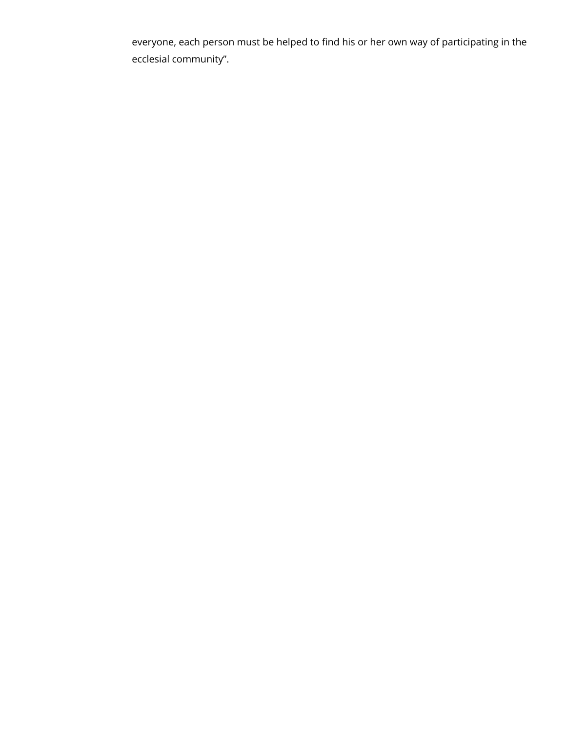everyone, each person must be helped to find his or her own way of participating in the ecclesial community".